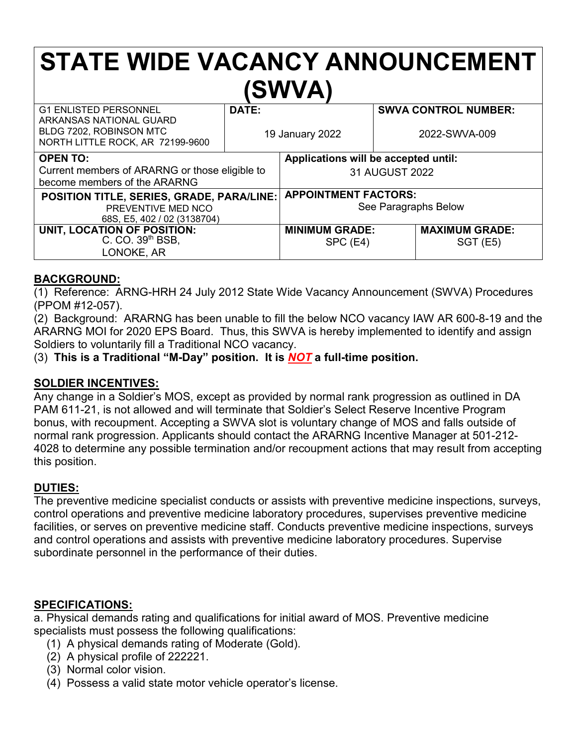# STATE WIDE VACANCY ANNOUNCEMENT (SWVA)

| G1 ENLISTED PERSONNEL<br>ARKANSAS NATIONAL GUARD<br>BLDG 7202, ROBINSON MTC<br>NORTH LITTLE ROCK, AR 72199-9600 | **DATE:**<br>19 January 2022 | | **SWVA CONTROL NUMBER:**<br>2022-SWVA-009 |
|---|---|---|---|
| **OPEN TO:**<br>Current members of ARARNG or those eligible to become members of the ARARNG | **Applications will be accepted until:**<br>31 AUGUST 2022 | | |
| **POSITION TITLE, SERIES, GRADE, PARA/LINE:**<br>PREVENTIVE MED NCO<br>68S, E5, 402 / 02 (3138704) | **APPOINTMENT FACTORS:**<br>See Paragraphs Below | | |
| **UNIT, LOCATION OF POSITION:**<br>C. CO. 39th BSB,<br>LONOKE, AR | **MINIMUM GRADE:**<br>SPC (E4) | | **MAXIMUM GRADE:**<br>SGT (E5) |

**BACKGROUND:**

(1) Reference: ARNG-HRH 24 July 2012 State Wide Vacancy Announcement (SWVA) Procedures (PPOM #12-057).
(2) Background: ARARNG has been unable to fill the below NCO vacancy IAW AR 600-8-19 and the ARARNG MOI for 2020 EPS Board. Thus, this SWVA is hereby implemented to identify and assign Soldiers to voluntarily fill a Traditional NCO vacancy.
(3) **This is a Traditional "M-Day" position. It is *NOT* a full-time position.**

**SOLDIER INCENTIVES:**

Any change in a Soldier's MOS, except as provided by normal rank progression as outlined in DA PAM 611-21, is not allowed and will terminate that Soldier's Select Reserve Incentive Program bonus, with recoupment. Accepting a SWVA slot is voluntary change of MOS and falls outside of normal rank progression. Applicants should contact the ARARNG Incentive Manager at 501-212-4028 to determine any possible termination and/or recoupment actions that may result from accepting this position.

**DUTIES:**

The preventive medicine specialist conducts or assists with preventive medicine inspections, surveys, control operations and preventive medicine laboratory procedures, supervises preventive medicine facilities, or serves on preventive medicine staff. Conducts preventive medicine inspections, surveys and control operations and assists with preventive medicine laboratory procedures. Supervise subordinate personnel in the performance of their duties.

**SPECIFICATIONS:**

a. Physical demands rating and qualifications for initial award of MOS. Preventive medicine specialists must possess the following qualifications:
  (1) A physical demands rating of Moderate (Gold).
  (2) A physical profile of 222221.
  (3) Normal color vision.
  (4) Possess a valid state motor vehicle operator's license.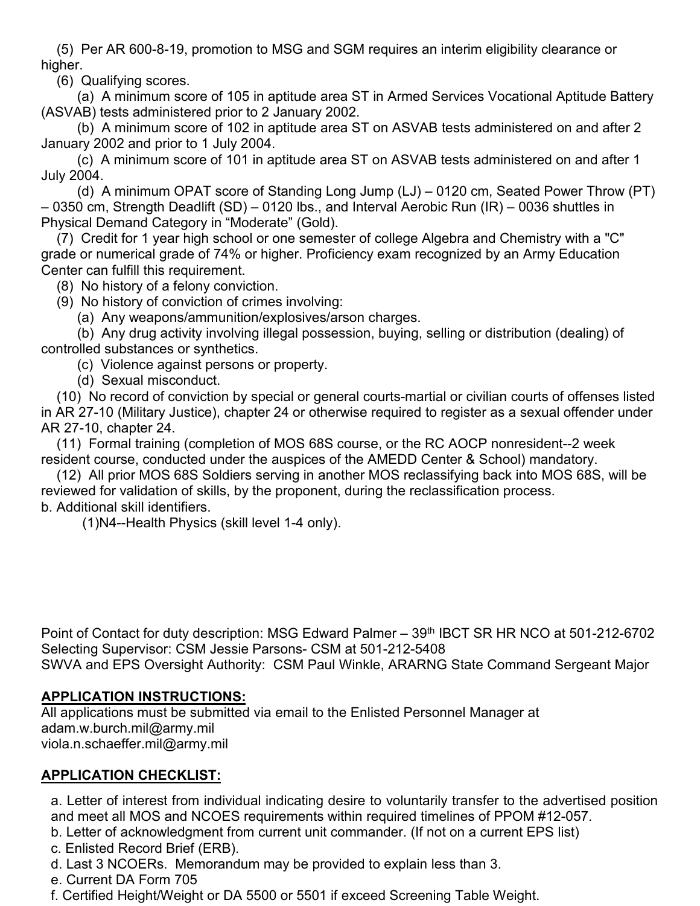(5) Per AR 600-8-19, promotion to MSG and SGM requires an interim eligibility clearance or higher.

(6) Qualifying scores.

(a) A minimum score of 105 in aptitude area ST in Armed Services Vocational Aptitude Battery (ASVAB) tests administered prior to 2 January 2002.

(b) A minimum score of 102 in aptitude area ST on ASVAB tests administered on and after 2 January 2002 and prior to 1 July 2004.

(c) A minimum score of 101 in aptitude area ST on ASVAB tests administered on and after 1 July 2004.

(d) A minimum OPAT score of Standing Long Jump (LJ) – 0120 cm, Seated Power Throw (PT) – 0350 cm, Strength Deadlift (SD) – 0120 lbs., and Interval Aerobic Run (IR) – 0036 shuttles in Physical Demand Category in “Moderate” (Gold).

(7) Credit for 1 year high school or one semester of college Algebra and Chemistry with a "C" grade or numerical grade of 74% or higher. Proficiency exam recognized by an Army Education Center can fulfill this requirement.

(8) No history of a felony conviction.

(9) No history of conviction of crimes involving:

(a) Any weapons/ammunition/explosives/arson charges.

(b) Any drug activity involving illegal possession, buying, selling or distribution (dealing) of controlled substances or synthetics.

(c) Violence against persons or property.

(d) Sexual misconduct.

(10) No record of conviction by special or general courts-martial or civilian courts of offenses listed in AR 27-10 (Military Justice), chapter 24 or otherwise required to register as a sexual offender under AR 27-10, chapter 24.

(11) Formal training (completion of MOS 68S course, or the RC AOCP nonresident--2 week resident course, conducted under the auspices of the AMEDD Center & School) mandatory.

(12) All prior MOS 68S Soldiers serving in another MOS reclassifying back into MOS 68S, will be reviewed for validation of skills, by the proponent, during the reclassification process.

b. Additional skill identifiers.

(1)N4--Health Physics (skill level 1-4 only).

Point of Contact for duty description: MSG Edward Palmer – 39th IBCT SR HR NCO at 501-212-6702
Selecting Supervisor: CSM Jessie Parsons- CSM at 501-212-5408
SWVA and EPS Oversight Authority: CSM Paul Winkle, ARARNG State Command Sergeant Major

**APPLICATION INSTRUCTIONS:**

All applications must be submitted via email to the Enlisted Personnel Manager at
adam.w.burch.mil@army.mil
viola.n.schaeffer.mil@army.mil

**APPLICATION CHECKLIST:**

a. Letter of interest from individual indicating desire to voluntarily transfer to the advertised position and meet all MOS and NCOES requirements within required timelines of PPOM #12-057.
b. Letter of acknowledgment from current unit commander. (If not on a current EPS list)
c. Enlisted Record Brief (ERB).
d. Last 3 NCOERs. Memorandum may be provided to explain less than 3.
e. Current DA Form 705
f. Certified Height/Weight or DA 5500 or 5501 if exceed Screening Table Weight.